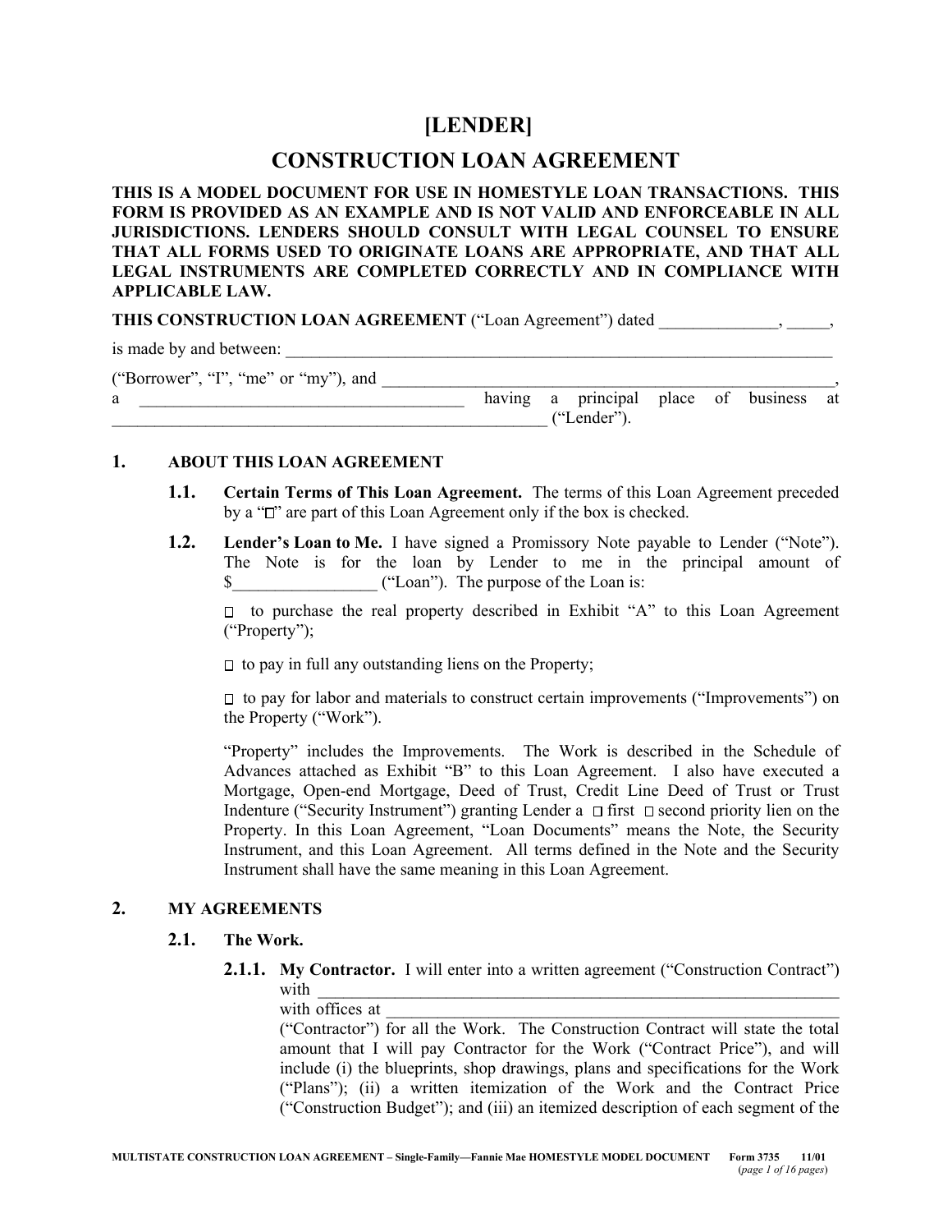# [LENDER]

# CONSTRUCTION LOAN AGREEMENT

**THIS IS A MODEL DOCUMENT FOR USE IN HOMESTYLE LOAN TRANSACTIONS. THIS FORM IS PROVIDED AS AN EXAMPLE AND IS NOT VALID AND ENFORCEABLE IN ALL JURISDICTIONS. LENDERS SHOULD CONSULT WITH LEGAL COUNSEL TO ENSURE THAT ALL FORMS USED TO ORIGINATE LOANS ARE APPROPRIATE, AND THAT ALL LEGAL INSTRUMENTS ARE COMPLETED CORRECTLY AND IN COMPLIANCE WITH APPLICABLE LAW.**

**THIS CONSTRUCTION LOAN AGREEMENT** ("Loan Agreement") dated \_\_\_\_\_\_\_\_\_\_\_\_\_\_, \_\_\_\_\_, is made by and between: \_\_\_\_\_\_\_\_\_\_\_\_\_\_\_\_\_\_\_\_\_\_\_\_\_\_\_\_\_\_\_\_\_\_\_\_\_\_\_\_\_\_\_\_\_\_\_\_\_\_\_\_\_\_\_\_\_\_\_\_\_\_\_\_ ("Borrower", "I", "me" or "my"), and \_\_\_\_\_\_\_\_\_\_\_\_\_\_\_\_\_\_\_\_\_\_\_\_\_\_\_\_\_\_\_\_\_\_\_\_\_\_\_\_\_\_\_\_\_\_\_\_\_\_\_\_, a \_\_\_\_\_\_\_\_\_\_\_\_\_\_\_\_\_\_\_\_\_\_\_\_\_\_\_\_\_\_\_\_\_\_\_\_\_\_ having a principal place of business at \_\_\_\_\_\_\_\_\_\_\_\_\_\_\_\_\_\_\_\_\_\_\_\_\_\_\_\_\_\_\_\_\_\_\_\_\_\_\_\_\_\_\_\_\_\_\_\_\_\_\_ ("Lender").

## 1. ABOUT THIS LOAN AGREEMENT

**1.1. Certain Terms of This Loan Agreement.** The terms of this Loan Agreement preceded by a "☐" are part of this Loan Agreement only if the box is checked.

**1.2. Lender's Loan to Me.** I have signed a Promissory Note payable to Lender ("Note"). The Note is for the loan by Lender to me in the principal amount of $\_\_\_\_\_\_\_\_\_\_\_\_\_\_\_\_\_ ("Loan"). The purpose of the Loan is:

☐ to purchase the real property described in Exhibit "A" to this Loan Agreement ("Property");

☐ to pay in full any outstanding liens on the Property;

☐ to pay for labor and materials to construct certain improvements ("Improvements") on the Property ("Work").

"Property" includes the Improvements. The Work is described in the Schedule of Advances attached as Exhibit "B" to this Loan Agreement. I also have executed a Mortgage, Open-end Mortgage, Deed of Trust, Credit Line Deed of Trust or Trust Indenture ("Security Instrument") granting Lender a ☐ first ☐ second priority lien on the Property. In this Loan Agreement, "Loan Documents" means the Note, the Security Instrument, and this Loan Agreement. All terms defined in the Note and the Security Instrument shall have the same meaning in this Loan Agreement.

## 2. MY AGREEMENTS

### 2.1. The Work.

**2.1.1. My Contractor.** I will enter into a written agreement ("Construction Contract") with \_\_\_\_\_\_\_\_\_\_\_\_\_\_\_\_\_\_\_\_\_\_\_\_\_\_\_\_\_\_\_\_\_\_\_\_\_\_\_\_\_\_\_\_\_\_\_\_\_\_\_\_\_\_\_\_\_\_\_\_\_ with offices at \_\_\_\_\_\_\_\_\_\_\_\_\_\_\_\_\_\_\_\_\_\_\_\_\_\_\_\_\_\_\_\_\_\_\_\_\_\_\_\_\_\_\_\_\_\_\_\_\_\_\_\_\_\_\_\_ ("Contractor") for all the Work. The Construction Contract will state the total amount that I will pay Contractor for the Work ("Contract Price"), and will include (i) the blueprints, shop drawings, plans and specifications for the Work ("Plans"); (ii) a written itemization of the Work and the Contract Price ("Construction Budget"); and (iii) an itemized description of each segment of the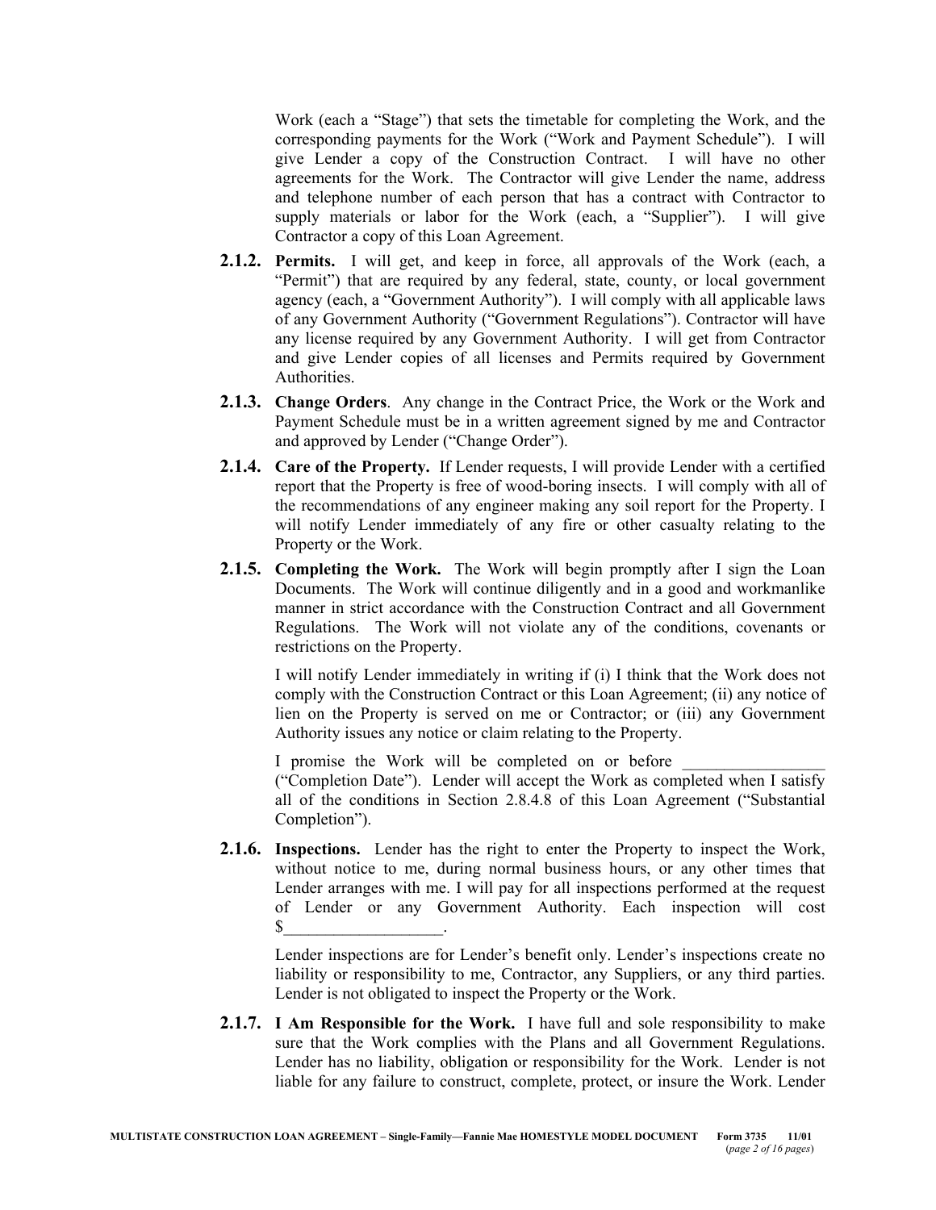Work (each a "Stage") that sets the timetable for completing the Work, and the corresponding payments for the Work ("Work and Payment Schedule"). I will give Lender a copy of the Construction Contract. I will have no other agreements for the Work. The Contractor will give Lender the name, address and telephone number of each person that has a contract with Contractor to supply materials or labor for the Work (each, a "Supplier"). I will give Contractor a copy of this Loan Agreement.

**2.1.2. Permits.** I will get, and keep in force, all approvals of the Work (each, a "Permit") that are required by any federal, state, county, or local government agency (each, a "Government Authority"). I will comply with all applicable laws of any Government Authority ("Government Regulations"). Contractor will have any license required by any Government Authority. I will get from Contractor and give Lender copies of all licenses and Permits required by Government Authorities.

**2.1.3. Change Orders**. Any change in the Contract Price, the Work or the Work and Payment Schedule must be in a written agreement signed by me and Contractor and approved by Lender ("Change Order").

**2.1.4. Care of the Property.** If Lender requests, I will provide Lender with a certified report that the Property is free of wood-boring insects. I will comply with all of the recommendations of any engineer making any soil report for the Property. I will notify Lender immediately of any fire or other casualty relating to the Property or the Work.

**2.1.5. Completing the Work.** The Work will begin promptly after I sign the Loan Documents. The Work will continue diligently and in a good and workmanlike manner in strict accordance with the Construction Contract and all Government Regulations. The Work will not violate any of the conditions, covenants or restrictions on the Property.

I will notify Lender immediately in writing if (i) I think that the Work does not comply with the Construction Contract or this Loan Agreement; (ii) any notice of lien on the Property is served on me or Contractor; or (iii) any Government Authority issues any notice or claim relating to the Property.

I promise the Work will be completed on or before \_\_\_\_\_\_\_\_\_\_\_\_\_\_\_\_\_ ("Completion Date"). Lender will accept the Work as completed when I satisfy all of the conditions in Section 2.8.4.8 of this Loan Agreement ("Substantial Completion").

**2.1.6. Inspections.** Lender has the right to enter the Property to inspect the Work, without notice to me, during normal business hours, or any other times that Lender arranges with me. I will pay for all inspections performed at the request of Lender or any Government Authority. Each inspection will cost $\_\_\_\_\_\_\_\_\_\_\_\_\_\_\_\_\_\_\_.

Lender inspections are for Lender's benefit only. Lender's inspections create no liability or responsibility to me, Contractor, any Suppliers, or any third parties. Lender is not obligated to inspect the Property or the Work.

**2.1.7. I Am Responsible for the Work.** I have full and sole responsibility to make sure that the Work complies with the Plans and all Government Regulations. Lender has no liability, obligation or responsibility for the Work. Lender is not liable for any failure to construct, complete, protect, or insure the Work. Lender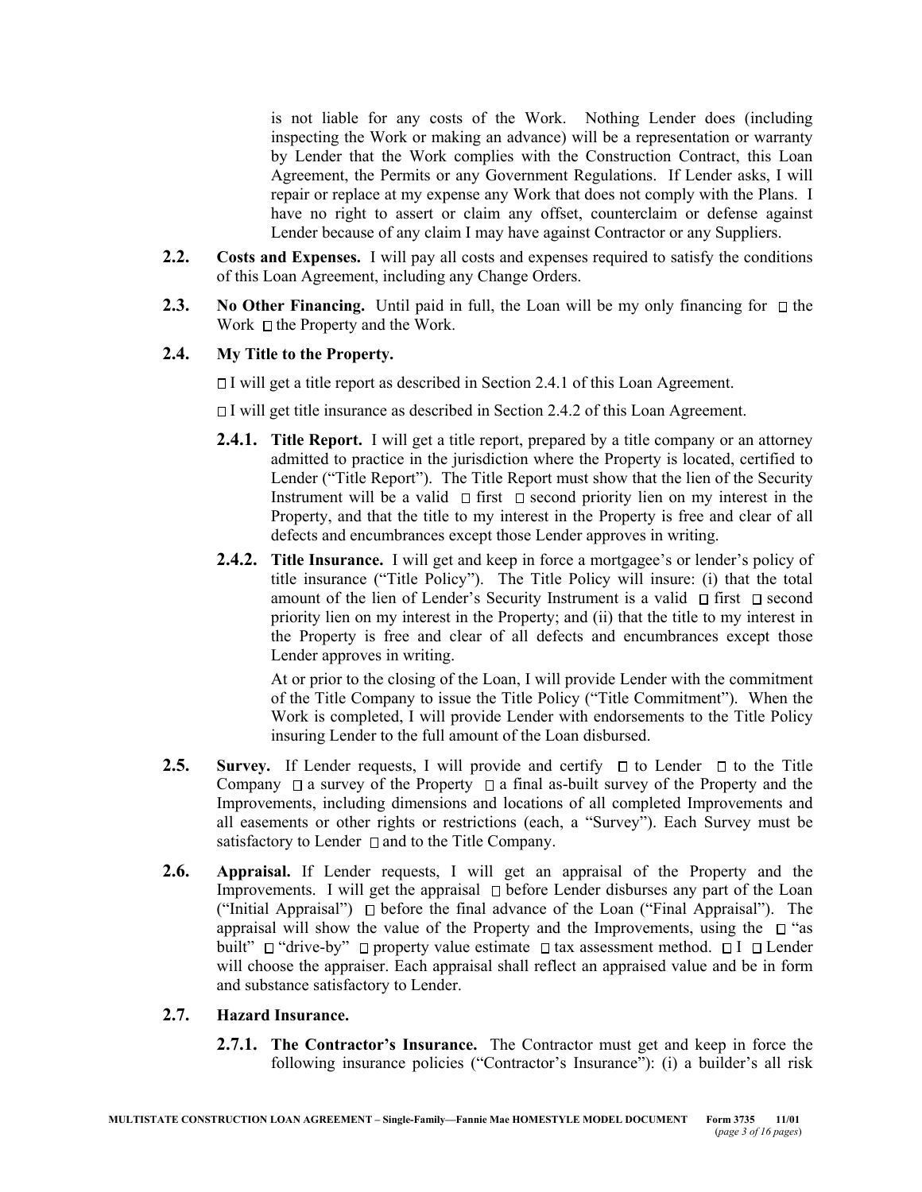is not liable for any costs of the Work. Nothing Lender does (including inspecting the Work or making an advance) will be a representation or warranty by Lender that the Work complies with the Construction Contract, this Loan Agreement, the Permits or any Government Regulations. If Lender asks, I will repair or replace at my expense any Work that does not comply with the Plans. I have no right to assert or claim any offset, counterclaim or defense against Lender because of any claim I may have against Contractor or any Suppliers.

**2.2. Costs and Expenses.** I will pay all costs and expenses required to satisfy the conditions of this Loan Agreement, including any Change Orders.

**2.3. No Other Financing.** Until paid in full, the Loan will be my only financing for ☐ the Work ☐ the Property and the Work.

**2.4. My Title to the Property.**

☐ I will get a title report as described in Section 2.4.1 of this Loan Agreement.

☐ I will get title insurance as described in Section 2.4.2 of this Loan Agreement.

**2.4.1. Title Report.** I will get a title report, prepared by a title company or an attorney admitted to practice in the jurisdiction where the Property is located, certified to Lender ("Title Report"). The Title Report must show that the lien of the Security Instrument will be a valid ☐ first ☐ second priority lien on my interest in the Property, and that the title to my interest in the Property is free and clear of all defects and encumbrances except those Lender approves in writing.

**2.4.2. Title Insurance.** I will get and keep in force a mortgagee's or lender's policy of title insurance ("Title Policy"). The Title Policy will insure: (i) that the total amount of the lien of Lender's Security Instrument is a valid ☐ first ☐ second priority lien on my interest in the Property; and (ii) that the title to my interest in the Property is free and clear of all defects and encumbrances except those Lender approves in writing.

At or prior to the closing of the Loan, I will provide Lender with the commitment of the Title Company to issue the Title Policy ("Title Commitment"). When the Work is completed, I will provide Lender with endorsements to the Title Policy insuring Lender to the full amount of the Loan disbursed.

**2.5. Survey.** If Lender requests, I will provide and certify ☐ to Lender ☐ to the Title Company ☐ a survey of the Property ☐ a final as-built survey of the Property and the Improvements, including dimensions and locations of all completed Improvements and all easements or other rights or restrictions (each, a "Survey"). Each Survey must be satisfactory to Lender ☐ and to the Title Company.

**2.6. Appraisal.** If Lender requests, I will get an appraisal of the Property and the Improvements. I will get the appraisal ☐ before Lender disburses any part of the Loan ("Initial Appraisal") ☐ before the final advance of the Loan ("Final Appraisal"). The appraisal will show the value of the Property and the Improvements, using the ☐ "as built" ☐ "drive-by" ☐ property value estimate ☐ tax assessment method. ☐ I ☐ Lender will choose the appraiser. Each appraisal shall reflect an appraised value and be in form and substance satisfactory to Lender.

**2.7. Hazard Insurance.**

**2.7.1. The Contractor's Insurance.** The Contractor must get and keep in force the following insurance policies ("Contractor's Insurance"): (i) a builder's all risk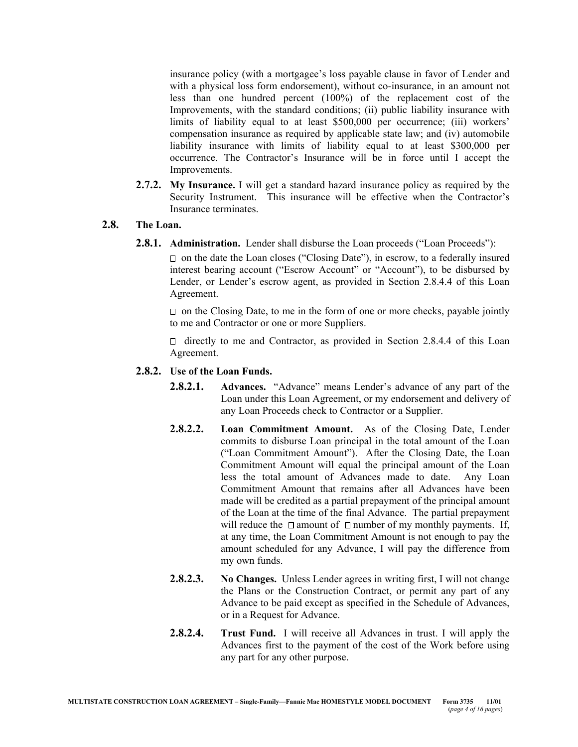insurance policy (with a mortgagee's loss payable clause in favor of Lender and with a physical loss form endorsement), without co-insurance, in an amount not less than one hundred percent (100%) of the replacement cost of the Improvements, with the standard conditions; (ii) public liability insurance with limits of liability equal to at least $500,000 per occurrence; (iii) workers' compensation insurance as required by applicable state law; and (iv) automobile liability insurance with limits of liability equal to at least $300,000 per occurrence. The Contractor's Insurance will be in force until I accept the Improvements.

**2.7.2. My Insurance.** I will get a standard hazard insurance policy as required by the Security Instrument. This insurance will be effective when the Contractor's Insurance terminates.

**2.8. The Loan.**

**2.8.1. Administration.** Lender shall disburse the Loan proceeds ("Loan Proceeds"):

☐ on the date the Loan closes ("Closing Date"), in escrow, to a federally insured interest bearing account ("Escrow Account" or "Account"), to be disbursed by Lender, or Lender's escrow agent, as provided in Section 2.8.4.4 of this Loan Agreement.

☐ on the Closing Date, to me in the form of one or more checks, payable jointly to me and Contractor or one or more Suppliers.

☐ directly to me and Contractor, as provided in Section 2.8.4.4 of this Loan Agreement.

**2.8.2. Use of the Loan Funds.**

**2.8.2.1. Advances.** "Advance" means Lender's advance of any part of the Loan under this Loan Agreement, or my endorsement and delivery of any Loan Proceeds check to Contractor or a Supplier.

**2.8.2.2. Loan Commitment Amount.** As of the Closing Date, Lender commits to disburse Loan principal in the total amount of the Loan ("Loan Commitment Amount"). After the Closing Date, the Loan Commitment Amount will equal the principal amount of the Loan less the total amount of Advances made to date. Any Loan Commitment Amount that remains after all Advances have been made will be credited as a partial prepayment of the principal amount of the Loan at the time of the final Advance. The partial prepayment will reduce the ☐ amount of ☐ number of my monthly payments. If, at any time, the Loan Commitment Amount is not enough to pay the amount scheduled for any Advance, I will pay the difference from my own funds.

**2.8.2.3. No Changes.** Unless Lender agrees in writing first, I will not change the Plans or the Construction Contract, or permit any part of any Advance to be paid except as specified in the Schedule of Advances, or in a Request for Advance.

**2.8.2.4. Trust Fund.** I will receive all Advances in trust. I will apply the Advances first to the payment of the cost of the Work before using any part for any other purpose.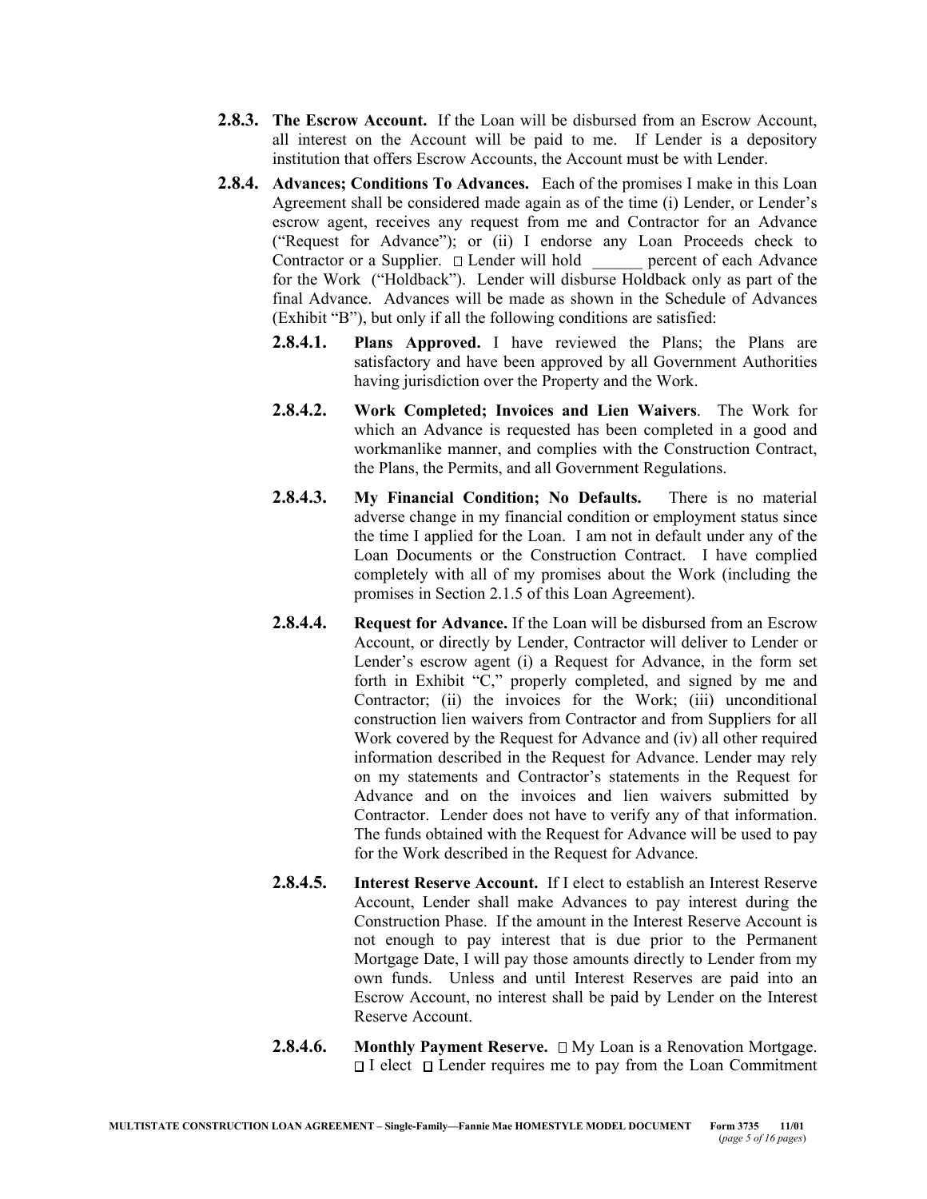**2.8.3. The Escrow Account.** If the Loan will be disbursed from an Escrow Account, all interest on the Account will be paid to me. If Lender is a depository institution that offers Escrow Accounts, the Account must be with Lender.

**2.8.4. Advances; Conditions To Advances.** Each of the promises I make in this Loan Agreement shall be considered made again as of the time (i) Lender, or Lender's escrow agent, receives any request from me and Contractor for an Advance ("Request for Advance"); or (ii) I endorse any Loan Proceeds check to Contractor or a Supplier. ☐ Lender will hold ______ percent of each Advance for the Work ("Holdback"). Lender will disburse Holdback only as part of the final Advance. Advances will be made as shown in the Schedule of Advances (Exhibit "B"), but only if all the following conditions are satisfied:

**2.8.4.1. Plans Approved.** I have reviewed the Plans; the Plans are satisfactory and have been approved by all Government Authorities having jurisdiction over the Property and the Work.

**2.8.4.2. Work Completed; Invoices and Lien Waivers**. The Work for which an Advance is requested has been completed in a good and workmanlike manner, and complies with the Construction Contract, the Plans, the Permits, and all Government Regulations.

**2.8.4.3. My Financial Condition; No Defaults.** There is no material adverse change in my financial condition or employment status since the time I applied for the Loan. I am not in default under any of the Loan Documents or the Construction Contract. I have complied completely with all of my promises about the Work (including the promises in Section 2.1.5 of this Loan Agreement).

**2.8.4.4. Request for Advance.** If the Loan will be disbursed from an Escrow Account, or directly by Lender, Contractor will deliver to Lender or Lender's escrow agent (i) a Request for Advance, in the form set forth in Exhibit "C," properly completed, and signed by me and Contractor; (ii) the invoices for the Work; (iii) unconditional construction lien waivers from Contractor and from Suppliers for all Work covered by the Request for Advance and (iv) all other required information described in the Request for Advance. Lender may rely on my statements and Contractor's statements in the Request for Advance and on the invoices and lien waivers submitted by Contractor. Lender does not have to verify any of that information. The funds obtained with the Request for Advance will be used to pay for the Work described in the Request for Advance.

**2.8.4.5. Interest Reserve Account.** If I elect to establish an Interest Reserve Account, Lender shall make Advances to pay interest during the Construction Phase. If the amount in the Interest Reserve Account is not enough to pay interest that is due prior to the Permanent Mortgage Date, I will pay those amounts directly to Lender from my own funds. Unless and until Interest Reserves are paid into an Escrow Account, no interest shall be paid by Lender on the Interest Reserve Account.

**2.8.4.6. Monthly Payment Reserve.** ☐ My Loan is a Renovation Mortgage. ☐ I elect ☐ Lender requires me to pay from the Loan Commitment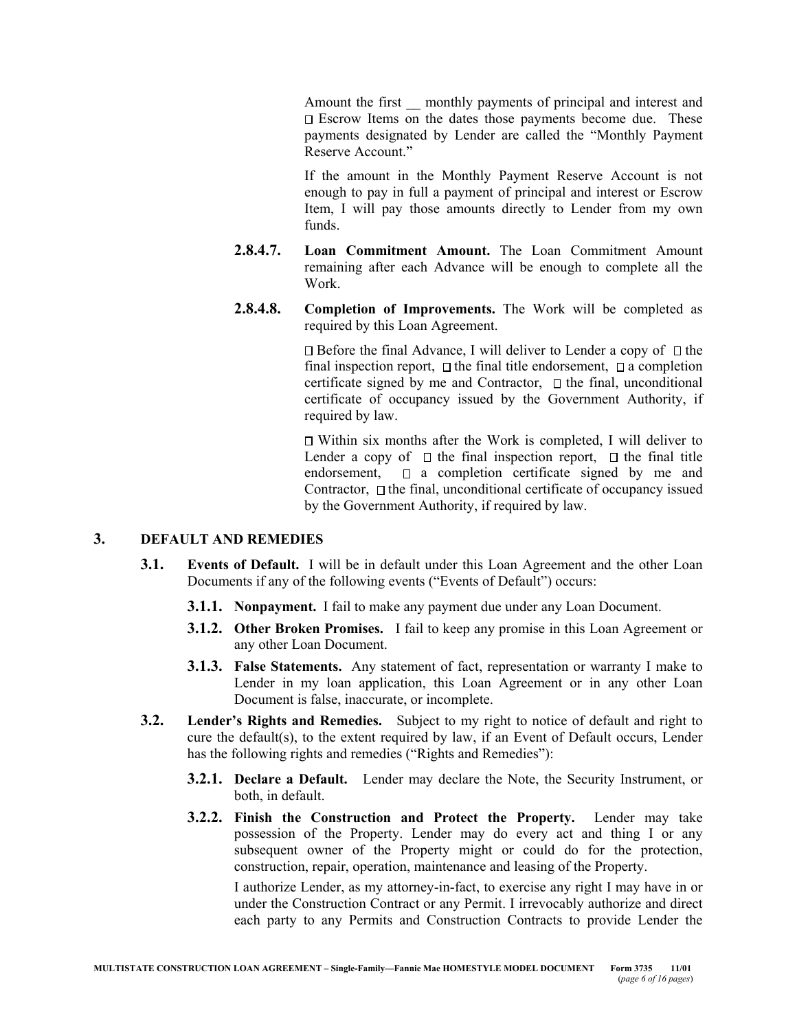Amount the first __ monthly payments of principal and interest and ☐ Escrow Items on the dates those payments become due. These payments designated by Lender are called the "Monthly Payment Reserve Account."

If the amount in the Monthly Payment Reserve Account is not enough to pay in full a payment of principal and interest or Escrow Item, I will pay those amounts directly to Lender from my own funds.

**2.8.4.7. Loan Commitment Amount.** The Loan Commitment Amount remaining after each Advance will be enough to complete all the Work.

**2.8.4.8. Completion of Improvements.** The Work will be completed as required by this Loan Agreement.

☐ Before the final Advance, I will deliver to Lender a copy of ☐ the final inspection report, ☐ the final title endorsement, ☐ a completion certificate signed by me and Contractor, ☐ the final, unconditional certificate of occupancy issued by the Government Authority, if required by law.

☐ Within six months after the Work is completed, I will deliver to Lender a copy of ☐ the final inspection report, ☐ the final title endorsement, ☐ a completion certificate signed by me and Contractor, ☐ the final, unconditional certificate of occupancy issued by the Government Authority, if required by law.

## 3. DEFAULT AND REMEDIES

**3.1. Events of Default.** I will be in default under this Loan Agreement and the other Loan Documents if any of the following events ("Events of Default") occurs:

**3.1.1. Nonpayment.** I fail to make any payment due under any Loan Document.

**3.1.2. Other Broken Promises.** I fail to keep any promise in this Loan Agreement or any other Loan Document.

**3.1.3. False Statements.** Any statement of fact, representation or warranty I make to Lender in my loan application, this Loan Agreement or in any other Loan Document is false, inaccurate, or incomplete.

**3.2. Lender's Rights and Remedies.** Subject to my right to notice of default and right to cure the default(s), to the extent required by law, if an Event of Default occurs, Lender has the following rights and remedies ("Rights and Remedies"):

**3.2.1. Declare a Default.** Lender may declare the Note, the Security Instrument, or both, in default.

**3.2.2. Finish the Construction and Protect the Property.** Lender may take possession of the Property. Lender may do every act and thing I or any subsequent owner of the Property might or could do for the protection, construction, repair, operation, maintenance and leasing of the Property.

I authorize Lender, as my attorney-in-fact, to exercise any right I may have in or under the Construction Contract or any Permit. I irrevocably authorize and direct each party to any Permits and Construction Contracts to provide Lender the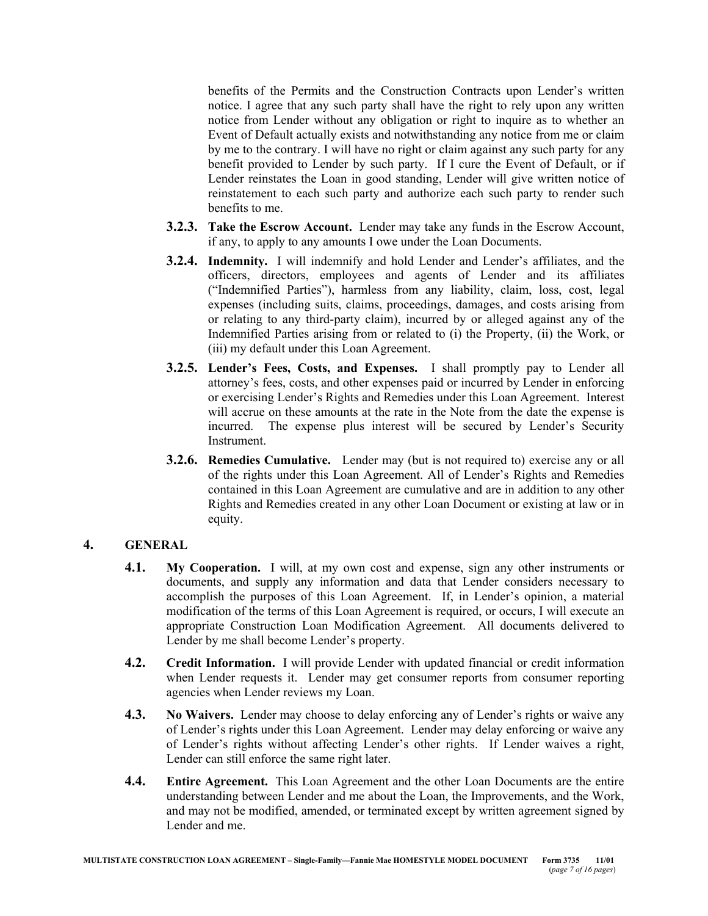benefits of the Permits and the Construction Contracts upon Lender's written notice. I agree that any such party shall have the right to rely upon any written notice from Lender without any obligation or right to inquire as to whether an Event of Default actually exists and notwithstanding any notice from me or claim by me to the contrary. I will have no right or claim against any such party for any benefit provided to Lender by such party. If I cure the Event of Default, or if Lender reinstates the Loan in good standing, Lender will give written notice of reinstatement to each such party and authorize each such party to render such benefits to me.

**3.2.3. Take the Escrow Account.** Lender may take any funds in the Escrow Account, if any, to apply to any amounts I owe under the Loan Documents.

**3.2.4. Indemnity.** I will indemnify and hold Lender and Lender's affiliates, and the officers, directors, employees and agents of Lender and its affiliates ("Indemnified Parties"), harmless from any liability, claim, loss, cost, legal expenses (including suits, claims, proceedings, damages, and costs arising from or relating to any third-party claim), incurred by or alleged against any of the Indemnified Parties arising from or related to (i) the Property, (ii) the Work, or (iii) my default under this Loan Agreement.

**3.2.5. Lender's Fees, Costs, and Expenses.** I shall promptly pay to Lender all attorney's fees, costs, and other expenses paid or incurred by Lender in enforcing or exercising Lender's Rights and Remedies under this Loan Agreement. Interest will accrue on these amounts at the rate in the Note from the date the expense is incurred. The expense plus interest will be secured by Lender's Security Instrument.

**3.2.6. Remedies Cumulative.** Lender may (but is not required to) exercise any or all of the rights under this Loan Agreement. All of Lender's Rights and Remedies contained in this Loan Agreement are cumulative and are in addition to any other Rights and Remedies created in any other Loan Document or existing at law or in equity.

## 4. GENERAL

**4.1. My Cooperation.** I will, at my own cost and expense, sign any other instruments or documents, and supply any information and data that Lender considers necessary to accomplish the purposes of this Loan Agreement. If, in Lender's opinion, a material modification of the terms of this Loan Agreement is required, or occurs, I will execute an appropriate Construction Loan Modification Agreement. All documents delivered to Lender by me shall become Lender's property.

**4.2. Credit Information.** I will provide Lender with updated financial or credit information when Lender requests it. Lender may get consumer reports from consumer reporting agencies when Lender reviews my Loan.

**4.3. No Waivers.** Lender may choose to delay enforcing any of Lender's rights or waive any of Lender's rights under this Loan Agreement. Lender may delay enforcing or waive any of Lender's rights without affecting Lender's other rights. If Lender waives a right, Lender can still enforce the same right later.

**4.4. Entire Agreement.** This Loan Agreement and the other Loan Documents are the entire understanding between Lender and me about the Loan, the Improvements, and the Work, and may not be modified, amended, or terminated except by written agreement signed by Lender and me.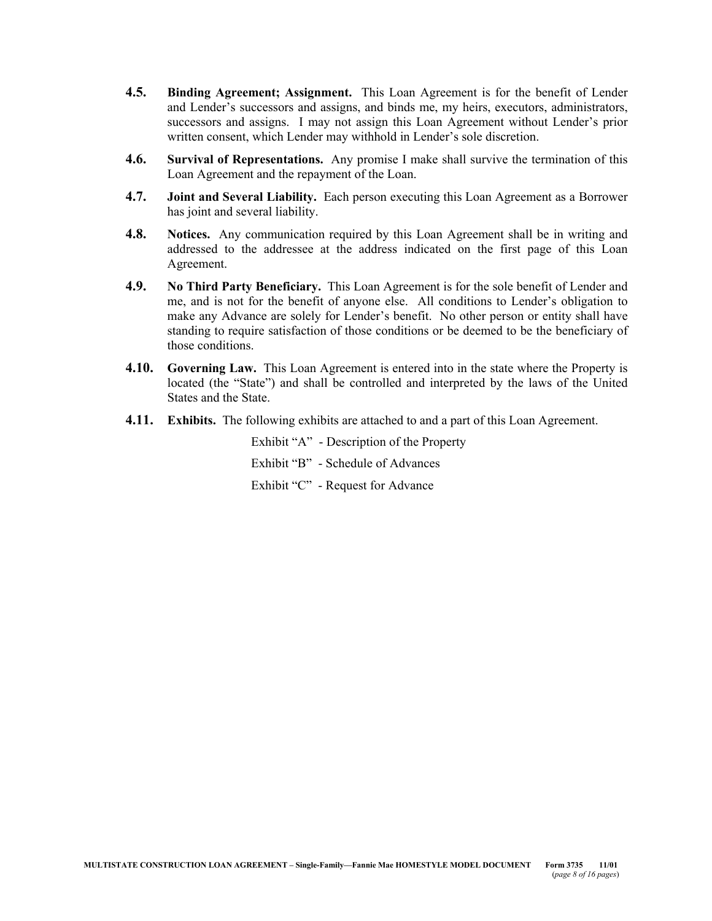**4.5. Binding Agreement; Assignment.** This Loan Agreement is for the benefit of Lender and Lender's successors and assigns, and binds me, my heirs, executors, administrators, successors and assigns. I may not assign this Loan Agreement without Lender's prior written consent, which Lender may withhold in Lender's sole discretion.

**4.6. Survival of Representations.** Any promise I make shall survive the termination of this Loan Agreement and the repayment of the Loan.

**4.7. Joint and Several Liability.** Each person executing this Loan Agreement as a Borrower has joint and several liability.

**4.8. Notices.** Any communication required by this Loan Agreement shall be in writing and addressed to the addressee at the address indicated on the first page of this Loan Agreement.

**4.9. No Third Party Beneficiary.** This Loan Agreement is for the sole benefit of Lender and me, and is not for the benefit of anyone else. All conditions to Lender's obligation to make any Advance are solely for Lender's benefit. No other person or entity shall have standing to require satisfaction of those conditions or be deemed to be the beneficiary of those conditions.

**4.10. Governing Law.** This Loan Agreement is entered into in the state where the Property is located (the "State") and shall be controlled and interpreted by the laws of the United States and the State.

**4.11. Exhibits.** The following exhibits are attached to and a part of this Loan Agreement.

Exhibit "A" - Description of the Property

Exhibit "B" - Schedule of Advances

Exhibit "C" - Request for Advance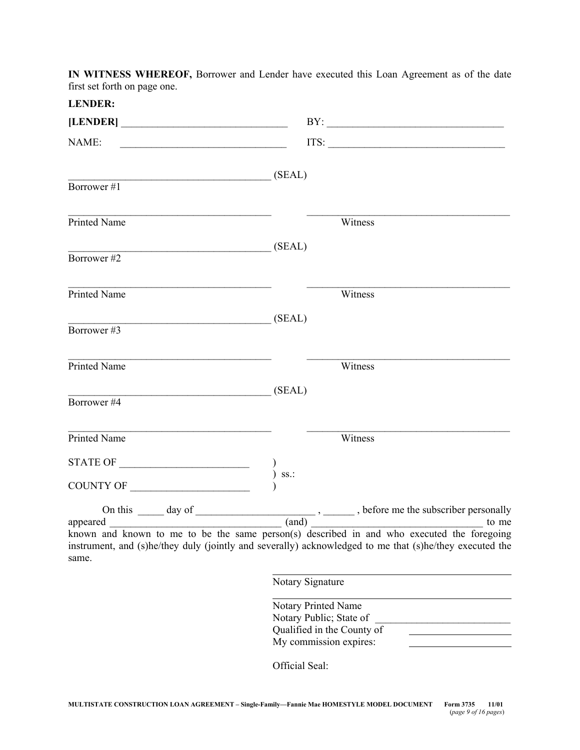**IN WITNESS WHEREOF,** Borrower and Lender have executed this Loan Agreement as of the date first set forth on page one.

**LENDER:**

**[LENDER]** ________________________________ BY: ___________________________________

NAME: ________________________________ ITS: ___________________________________

_______________________________________ (SEAL)
Borrower #1

_______________________________________ _______________________________________
Printed Name Witness

_______________________________________ (SEAL)
Borrower #2

_______________________________________ _______________________________________
Printed Name Witness

_______________________________________ (SEAL)
Borrower #3

_______________________________________ _______________________________________
Printed Name Witness

_______________________________________ (SEAL)
Borrower #4

_______________________________________ _______________________________________
Printed Name Witness

STATE OF _________________________ )
) ss.:
COUNTY OF _______________________ )

On this _____ day of _______________________ , ______ , before me the subscriber personally appeared ___________________________________ (and) _________________________________ to me known and known to me to be the same person(s) described in and who executed the foregoing instrument, and (s)he/they duly (jointly and severally) acknowledged to me that (s)he/they executed the same.

_______________________________________
Notary Signature

_______________________________________
Notary Printed Name
Notary Public; State of ___________________________
Qualified in the County of ____________________
My commission expires: ____________________

Official Seal: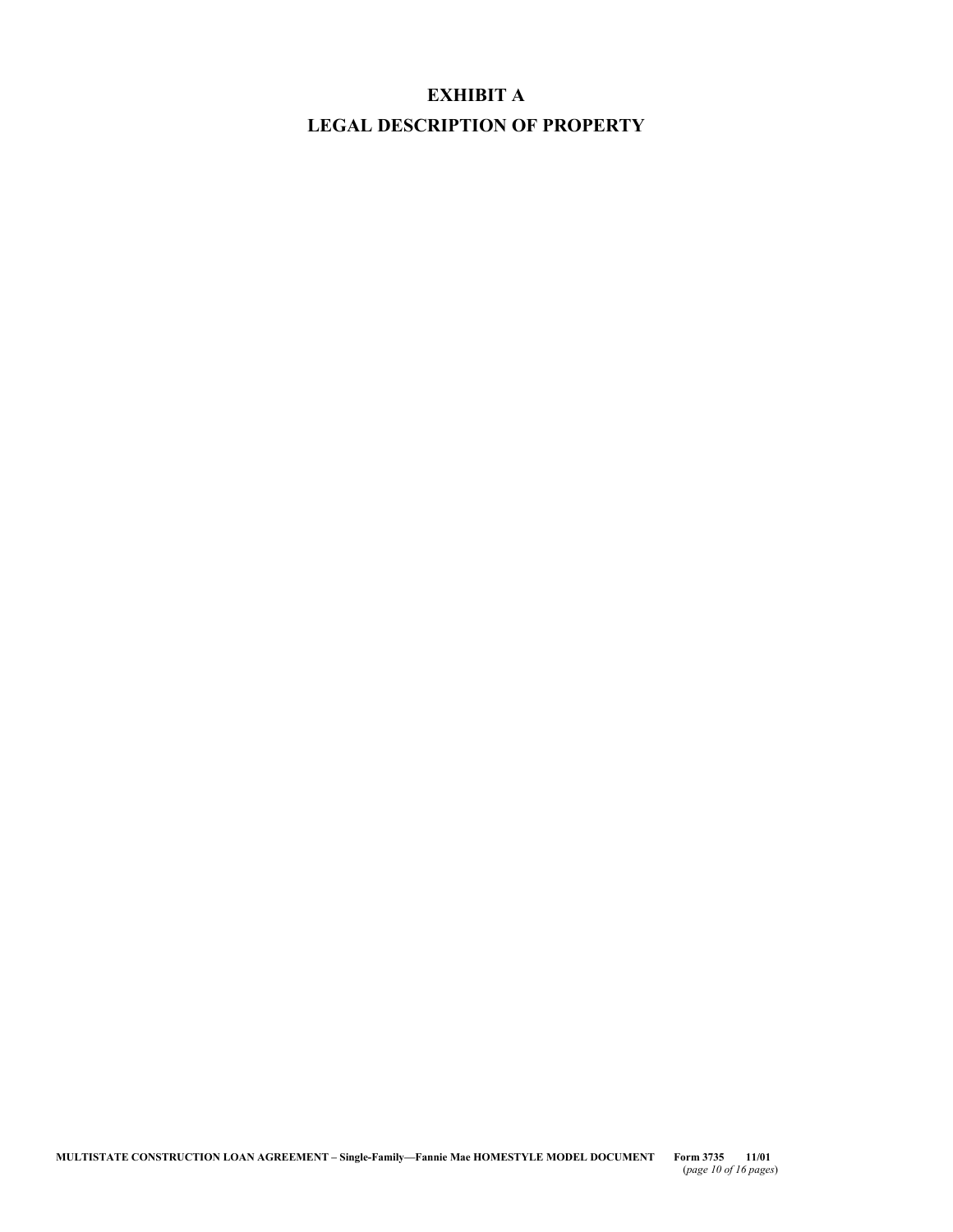# EXHIBIT A

# LEGAL DESCRIPTION OF PROPERTY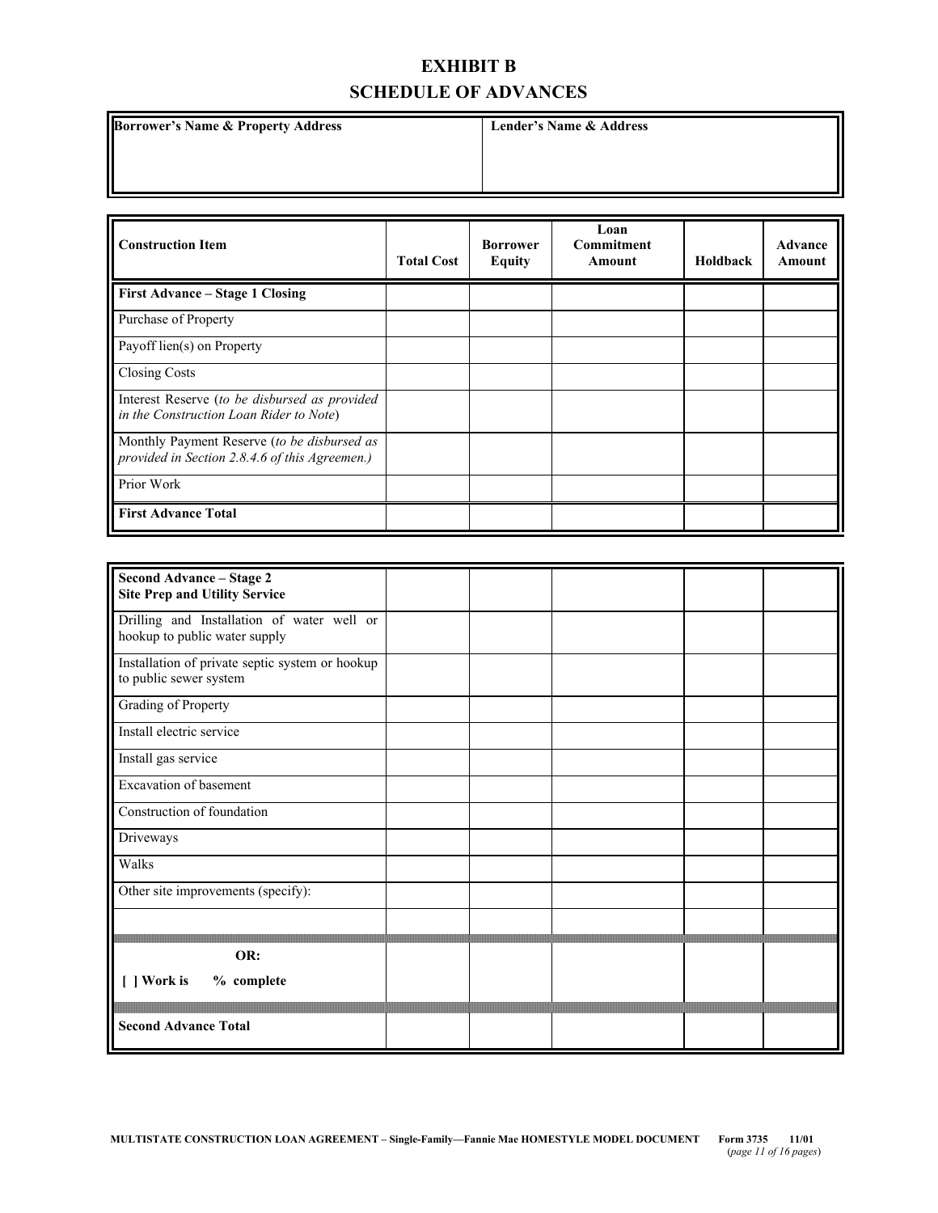# EXHIBIT B

# SCHEDULE OF ADVANCES

| **Borrower's Name & Property Address** | **Lender's Name & Address** |
|---|---|
| | |

| **Construction Item** | **Total Cost** | **Borrower Equity** | **Loan Commitment Amount** | **Holdback** | **Advance Amount** |
|---|---|---|---|---|---|
| **First Advance – Stage 1 Closing** | | | | | |
| Purchase of Property | | | | | |
| Payoff lien(s) on Property | | | | | |
| Closing Costs | | | | | |
| Interest Reserve (*to be disbursed as provided in the Construction Loan Rider to Note*) | | | | | |
| Monthly Payment Reserve (*to be disbursed as provided in Section 2.8.4.6 of this Agreemen.)* | | | | | |
| Prior Work | | | | | |
| **First Advance Total** | | | | | |

| | | | | | |
|---|---|---|---|---|---|
| **Second Advance – Stage 2 Site Prep and Utility Service** | | | | | |
| Drilling and Installation of water well or hookup to public water supply | | | | | |
| Installation of private septic system or hookup to public sewer system | | | | | |
| Grading of Property | | | | | |
| Install electric service | | | | | |
| Install gas service | | | | | |
| Excavation of basement | | | | | |
| Construction of foundation | | | | | |
| Driveways | | | | | |
| Walks | | | | | |
| Other site improvements (specify): | | | | | |
| | | | | | |
| **OR:** **[ ] Work is % complete** | | | | | |
| **Second Advance Total** | | | | | |

MULTISTATE CONSTRUCTION LOAN AGREEMENT – Single-Family—Fannie Mae HOMESTYLE MODEL DOCUMENT Form 3735 11/01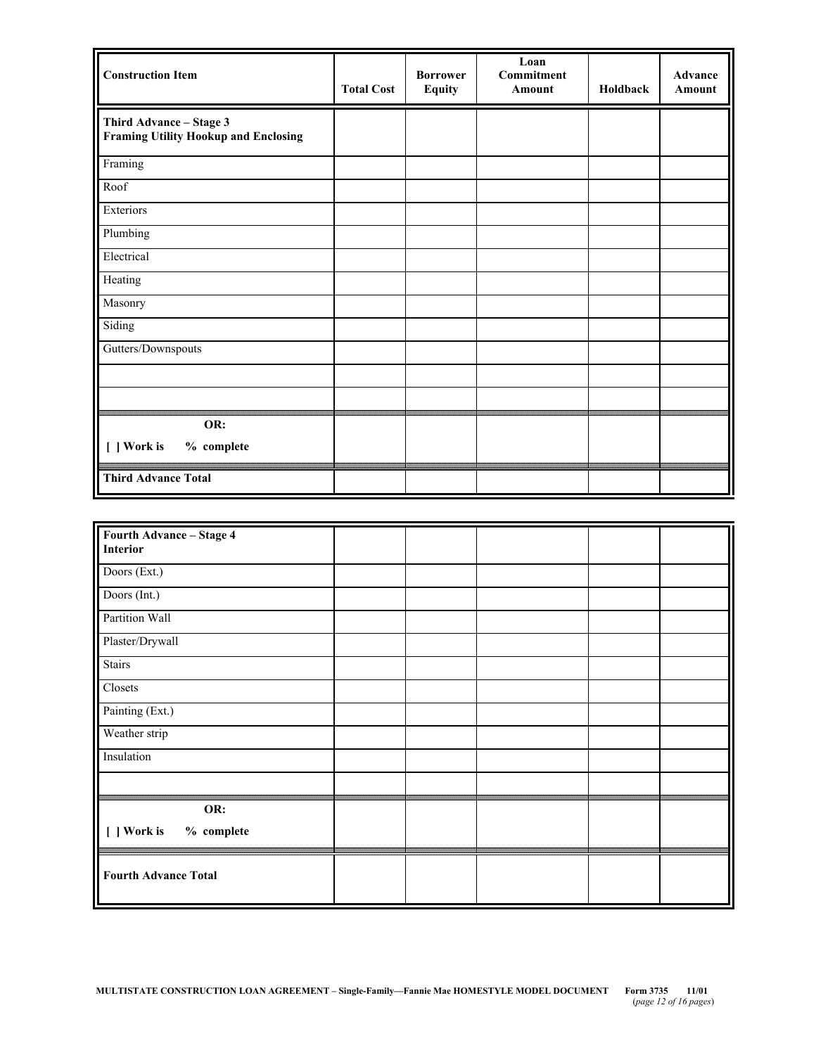| Construction Item | Total Cost | Borrower Equity | Loan Commitment Amount | Holdback | Advance Amount |
|---|---|---|---|---|---|
| **Third Advance – Stage 3 Framing Utility Hookup and Enclosing** | | | | | |
| Framing | | | | | |
| Roof | | | | | |
| Exteriors | | | | | |
| Plumbing | | | | | |
| Electrical | | | | | |
| Heating | | | | | |
| Masonry | | | | | |
| Siding | | | | | |
| Gutters/Downspouts | | | | | |
| | | | | | |
| | | | | | |
| **OR:** **[ ] Work is % complete** | | | | | |
| **Third Advance Total** | | | | | |

| | | | | | |
|---|---|---|---|---|---|
| **Fourth Advance – Stage 4 Interior** | | | | | |
| Doors (Ext.) | | | | | |
| Doors (Int.) | | | | | |
| Partition Wall | | | | | |
| Plaster/Drywall | | | | | |
| Stairs | | | | | |
| Closets | | | | | |
| Painting (Ext.) | | | | | |
| Weather strip | | | | | |
| Insulation | | | | | |
| | | | | | |
| **OR:** **[ ] Work is % complete** | | | | | |
| **Fourth Advance Total** | | | | | |

**MULTISTATE CONSTRUCTION LOAN AGREEMENT – Single-Family—Fannie Mae HOMESTYLE MODEL DOCUMENT Form 3735 11/01**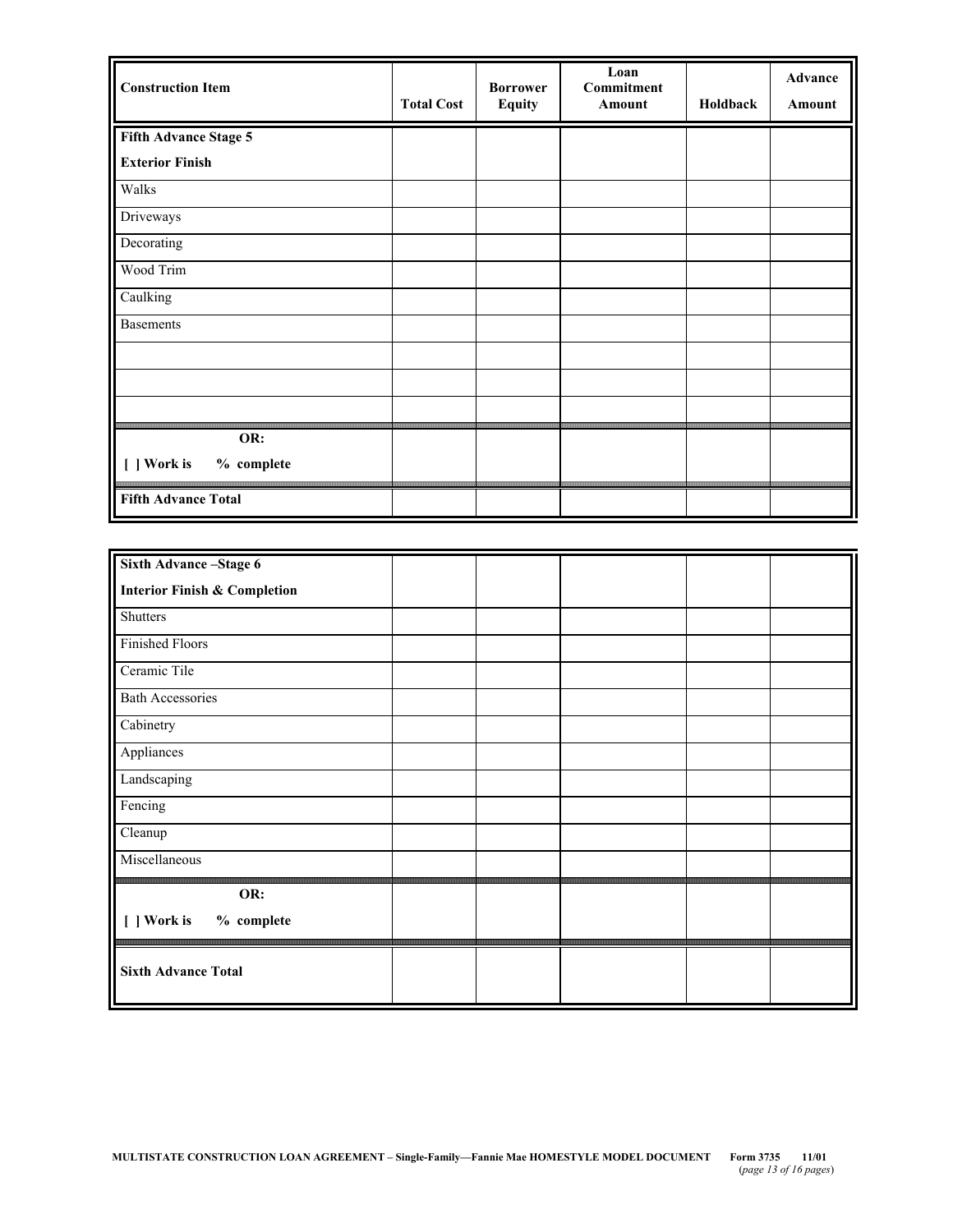| Construction Item | Total Cost | Borrower Equity | Loan Commitment Amount | Holdback | Advance Amount |
|---|---|---|---|---|---|
| **Fifth Advance Stage 5** | | | | | |
| **Exterior Finish** | | | | | |
| Walks | | | | | |
| Driveways | | | | | |
| Decorating | | | | | |
| Wood Trim | | | | | |
| Caulking | | | | | |
| Basements | | | | | |
| | | | | | |
| | | | | | |
| | | | | | |
| **OR:** | | | | | |
| **[ ] Work is % complete** | | | | | |
| **Fifth Advance Total** | | | | | |

| Construction Item | Total Cost | Borrower Equity | Loan Commitment Amount | Holdback | Advance Amount |
|---|---|---|---|---|---|
| **Sixth Advance –Stage 6** | | | | | |
| **Interior Finish & Completion** | | | | | |
| Shutters | | | | | |
| Finished Floors | | | | | |
| Ceramic Tile | | | | | |
| Bath Accessories | | | | | |
| Cabinetry | | | | | |
| Appliances | | | | | |
| Landscaping | | | | | |
| Fencing | | | | | |
| Cleanup | | | | | |
| Miscellaneous | | | | | |
| **OR:** | | | | | |
| **[ ] Work is % complete** | | | | | |
| **Sixth Advance Total** | | | | | |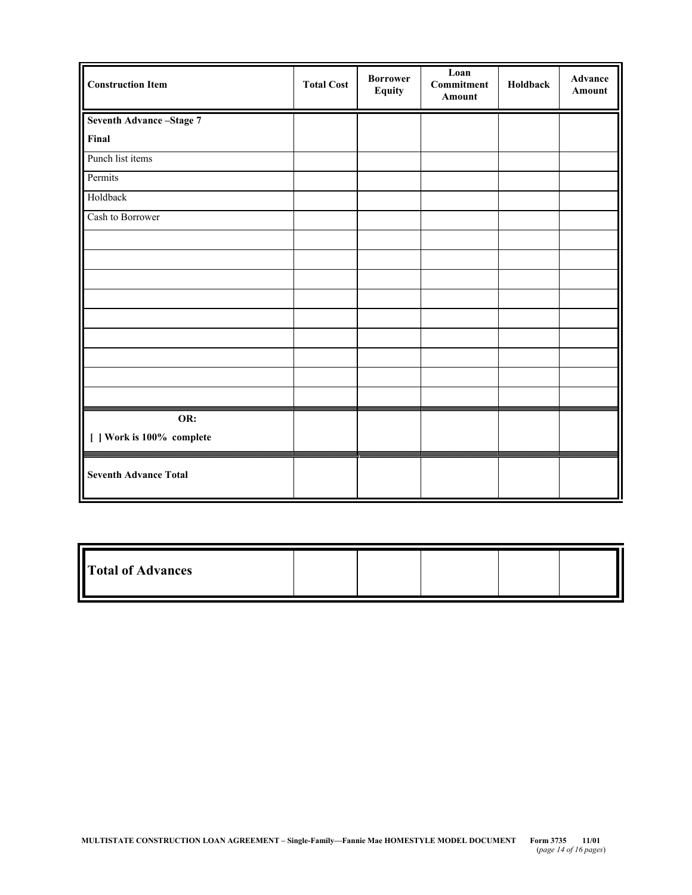| Construction Item | Total Cost | Borrower Equity | Loan Commitment Amount | Holdback | Advance Amount |
|---|---|---|---|---|---|
| **Seventh Advance –Stage 7** **Final** | | | | | |
| Punch list items | | | | | |
| Permits | | | | | |
| Holdback | | | | | |
| Cash to Borrower | | | | | |
| | | | | | |
| | | | | | |
| | | | | | |
| | | | | | |
| | | | | | |
| | | | | | |
| | | | | | |
| | | | | | |
| | | | | | |
| **OR:** **[ ] Work is 100% complete** | | | | | |
| **Seventh Advance Total** | | | | | |

| **Total of Advances** | | | | | |
|---|---|---|---|---|---|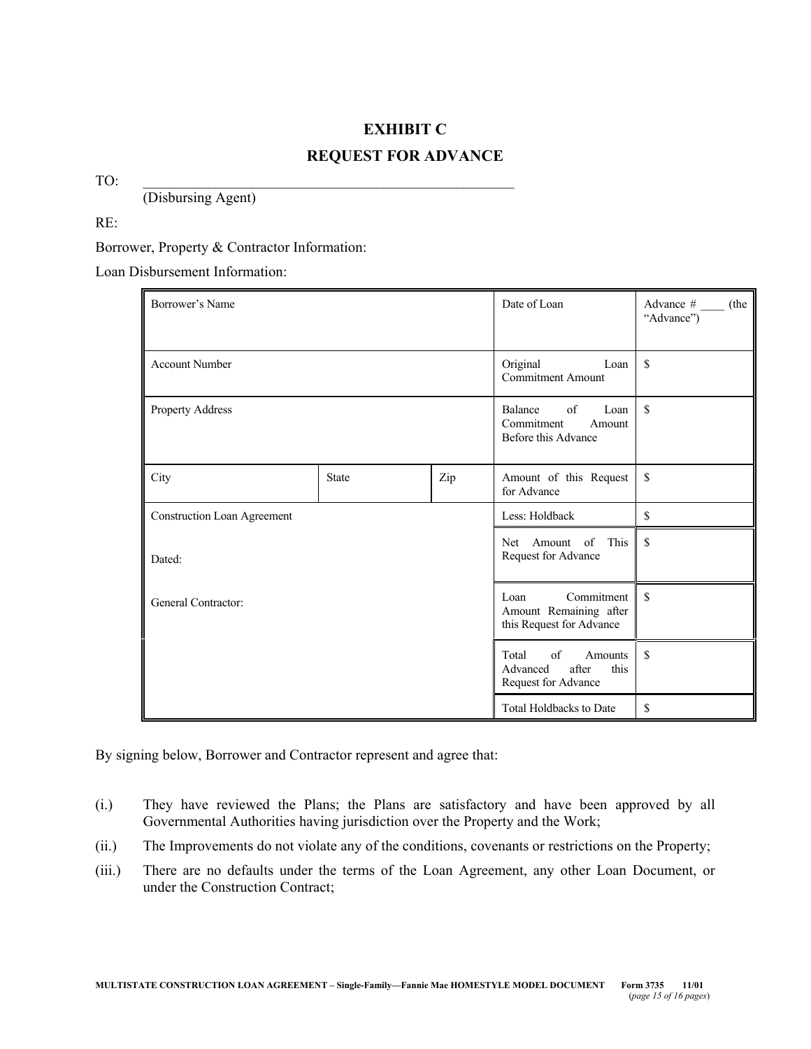# EXHIBIT C

## REQUEST FOR ADVANCE

TO: \_\_\_\_\_\_\_\_\_\_\_\_\_\_\_\_\_\_\_\_\_\_\_\_\_\_\_\_\_\_\_\_\_\_\_\_\_\_\_\_\_\_\_\_\_\_\_\_\_\_\_\_

(Disbursing Agent)

RE:

Borrower, Property & Contractor Information:

Loan Disbursement Information:

| Borrower's Name | | | Date of Loan | Advance # \_\_\_\_ (the "Advance") |
|---|---|---|---|---|
| Account Number | | | Original Loan Commitment Amount | $ |
| Property Address | | | Balance of Loan Commitment Amount Before this Advance | $ |
| City | State | Zip | Amount of this Request for Advance | $ |
| Construction Loan Agreement | | | Less: Holdback | $ |
| Dated: | | | Net Amount of This Request for Advance | $ |
| General Contractor: | | | Loan Commitment Amount Remaining after this Request for Advance | $ |
| | | | Total of Amounts Advanced after this Request for Advance | $ |
| | | | Total Holdbacks to Date | $ |

By signing below, Borrower and Contractor represent and agree that:

(i.) They have reviewed the Plans; the Plans are satisfactory and have been approved by all Governmental Authorities having jurisdiction over the Property and the Work;

(ii.) The Improvements do not violate any of the conditions, covenants or restrictions on the Property;

(iii.) There are no defaults under the terms of the Loan Agreement, any other Loan Document, or under the Construction Contract;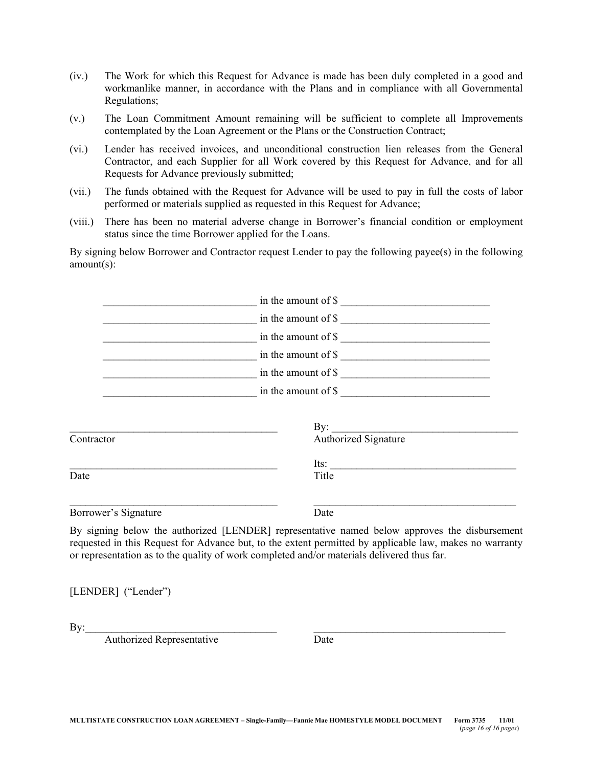(iv.) The Work for which this Request for Advance is made has been duly completed in a good and workmanlike manner, in accordance with the Plans and in compliance with all Governmental Regulations;

(v.) The Loan Commitment Amount remaining will be sufficient to complete all Improvements contemplated by the Loan Agreement or the Plans or the Construction Contract;

(vi.) Lender has received invoices, and unconditional construction lien releases from the General Contractor, and each Supplier for all Work covered by this Request for Advance, and for all Requests for Advance previously submitted;

(vii.) The funds obtained with the Request for Advance will be used to pay in full the costs of labor performed or materials supplied as requested in this Request for Advance;

(viii.) There has been no material adverse change in Borrower's financial condition or employment status since the time Borrower applied for the Loans.

By signing below Borrower and Contractor request Lender to pay the following payee(s) in the following amount(s):

____________________________ in the amount of $ ___________________________

____________________________ in the amount of $ ___________________________

____________________________ in the amount of $ ___________________________

____________________________ in the amount of $ ___________________________

____________________________ in the amount of $ ___________________________

____________________________ in the amount of $ ___________________________

_______________________________________ By: __________________________________
Contractor Authorized Signature

_______________________________________ Its: __________________________________
Date Title

_______________________________________ _______________________________________
Borrower's Signature Date

By signing below the authorized [LENDER] representative named below approves the disbursement requested in this Request for Advance but, to the extent permitted by applicable law, makes no warranty or representation as to the quality of work completed and/or materials delivered thus far.

[LENDER] ("Lender")

By:___________________________________ ____________________________________
Authorized Representative Date

MULTISTATE CONSTRUCTION LOAN AGREEMENT – Single-Family—Fannie Mae HOMESTYLE MODEL DOCUMENT Form 3735 11/01